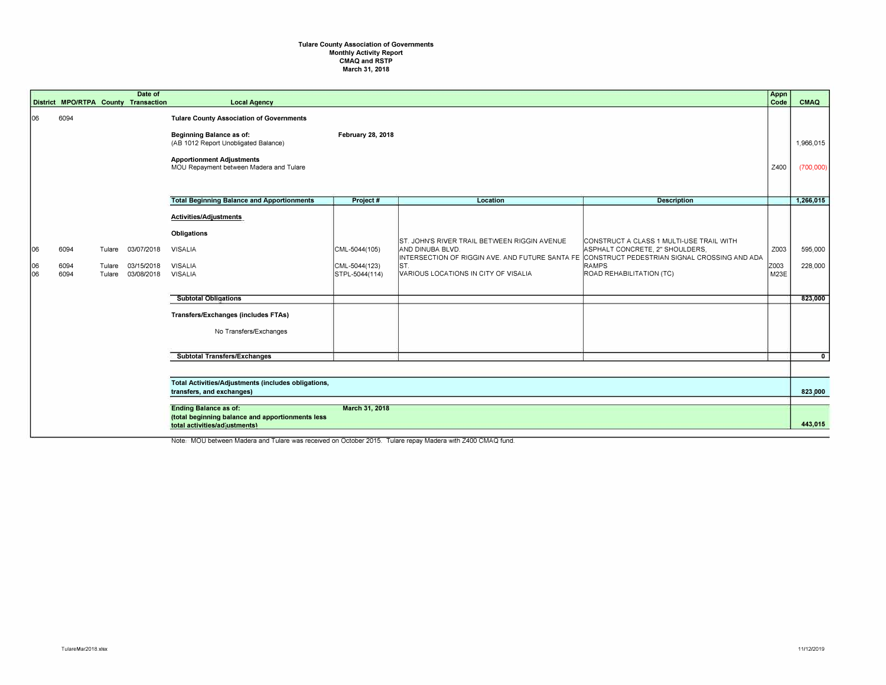**Tulare County Association of Governments**
**Monthly Activity Report**
**CMAQ and RSTP**
**March 31, 2018**

| District | MPO/RTPA | County | Date of Transaction | Local Agency | Project # | Location | Description | Appn Code | CMAQ |
|---|---|---|---|---|---|---|---|---|---|
| 06 | 6094 | | | **Tulare County Association of Governments** | | | | | |
| | | | | **Beginning Balance as of:** (AB 1012 Report Unobligated Balance) | **February 28, 2018** | | | | 1,966,015 |
| | | | | **Apportionment Adjustments** MOU Repayment between Madera and Tulare | | | | Z400 | (700,000) |
| | | | | **Total Beginning Balance and Apportionments** | | | | | **1,266,015** |
| | | | | **Activities/Adjustments** | | | | | |
| | | | | **Obligations** | | | | | |
| 06 | 6094 | Tulare | 03/07/2018 | VISALIA | CML-5044(105) | ST. JOHN'S RIVER TRAIL BETWEEN RIGGIN AVENUE AND DINUBA BLVD. | CONSTRUCT A CLASS 1 MULTI-USE TRAIL WITH ASPHALT CONCRETE, 2" SHOULDERS, | Z003 | 595,000 |
| 06 | 6094 | Tulare | 03/15/2018 | VISALIA | CML-5044(123) | INTERSECTION OF RIGGIN AVE. AND FUTURE SANTA FE ST. | CONSTRUCT PEDESTRIAN SIGNAL CROSSING AND ADA RAMPS | Z003 | 228,000 |
| 06 | 6094 | Tulare | 03/08/2018 | VISALIA | STPL-5044(114) | VARIOUS LOCATIONS IN CITY OF VISALIA | ROAD REHABILITATION (TC) | M23E | |
| | | | | **Subtotal Obligations** | | | | | **823,000** |
| | | | | **Transfers/Exchanges (includes FTAs)** | | | | | |
| | | | | No Transfers/Exchanges | | | | | |
| | | | | **Subtotal Transfers/Exchanges** | | | | | **0** |
| | | | | **Total Activities/Adjustments (includes obligations, transfers, and exchanges)** | | | | | **823,000** |
| | | | | **Ending Balance as of:** (total beginning balance and apportionments less total activities/adjustments) | **March 31, 2018** | | | | **443,015** |

Note: MOU between Madera and Tulare was received on October 2015. Tulare repay Madera with Z400 CMAQ fund.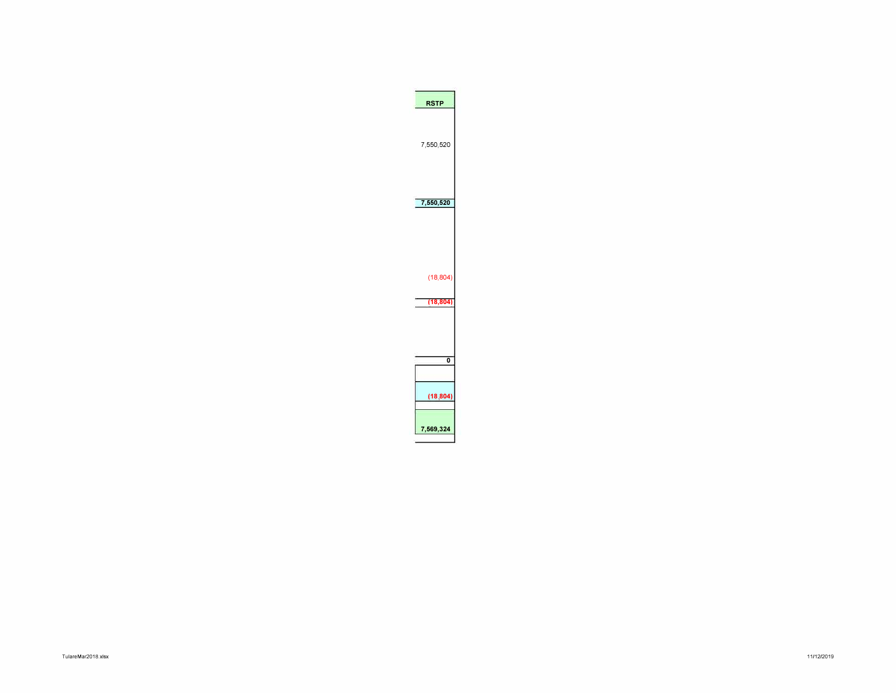| RSTP |
| --- |
| 7,550,520 |
| **7,550,520** |
| (18,804) |
| **(18,804)** |
| **0** |
| **(18,804)** |
| **7,569,324** |